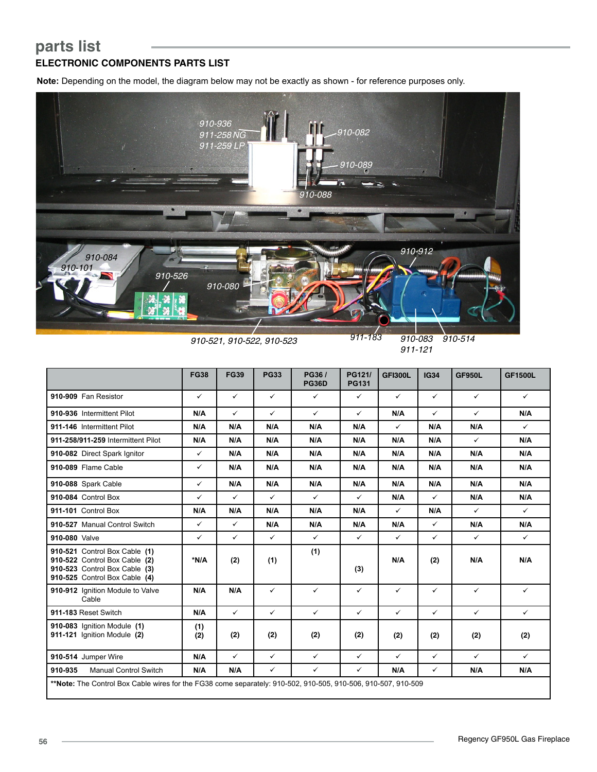## parts list

### ELECTRONIC COMPONENTS PARTS LIST

**Note:** Depending on the model, the diagram below may not be exactly as shown - for reference purposes only.

910-936
911-258 NG
911-259 LP
910-082
910-089
910-088
910-084
910-101
910-526
910-080
910-912
910-521, 910-522, 910-523
911-183
910-083
911-121
910-514

| | FG38 | FG39 | PG33 | PG36 / PG36D | PG121/ PG131 | GFI300L | IG34 | GF950L | GF1500L |
|---|---|---|---|---|---|---|---|---|---|
| **910-909** Fan Resistor | ✓ | ✓ | ✓ | ✓ | ✓ | ✓ | ✓ | ✓ | ✓ |
| **910-936** Intermittent Pilot | **N/A** | ✓ | ✓ | ✓ | ✓ | **N/A** | ✓ | ✓ | **N/A** |
| **911-146** Intermittent Pilot | **N/A** | **N/A** | **N/A** | **N/A** | **N/A** | ✓ | **N/A** | **N/A** | ✓ |
| **911-258/911-259** Intermittent Pilot | **N/A** | **N/A** | **N/A** | **N/A** | **N/A** | **N/A** | **N/A** | ✓ | **N/A** |
| **910-082** Direct Spark Ignitor | ✓ | **N/A** | **N/A** | **N/A** | **N/A** | **N/A** | **N/A** | **N/A** | **N/A** |
| **910-089** Flame Cable | ✓ | **N/A** | **N/A** | **N/A** | **N/A** | **N/A** | **N/A** | **N/A** | **N/A** |
| **910-088** Spark Cable | ✓ | **N/A** | **N/A** | **N/A** | **N/A** | **N/A** | **N/A** | **N/A** | **N/A** |
| **910-084** Control Box | ✓ | ✓ | ✓ | ✓ | ✓ | **N/A** | ✓ | **N/A** | **N/A** |
| **911-101** Control Box | **N/A** | **N/A** | **N/A** | **N/A** | **N/A** | ✓ | **N/A** | ✓ | ✓ |
| **910-527** Manual Control Switch | ✓ | ✓ | **N/A** | **N/A** | **N/A** | **N/A** | ✓ | **N/A** | **N/A** |
| **910-080** Valve | ✓ | ✓ | ✓ | ✓ | ✓ | ✓ | ✓ | ✓ | ✓ |
| **910-521** Control Box Cable **(1)**<br>**910-522** Control Box Cable **(2)**<br>**910-523** Control Box Cable **(3)**<br>**910-525** Control Box Cable **(4)** | **\*N/A** | **(2)** | **(1)** | **(1)** | **(3)** | **N/A** | **(2)** | **N/A** | **N/A** |
| **910-912** Ignition Module to Valve Cable | **N/A** | **N/A** | ✓ | ✓ | ✓ | ✓ | ✓ | ✓ | ✓ |
| **911-183** Reset Switch | **N/A** | ✓ | ✓ | ✓ | ✓ | ✓ | ✓ | ✓ | ✓ |
| **910-083** Ignition Module **(1)**<br>**911-121** Ignition Module **(2)** | **(1)**<br>**(2)** | **(2)** | **(2)** | **(2)** | **(2)** | **(2)** | **(2)** | **(2)** | **(2)** |
| **910-514** Jumper Wire | **N/A** | ✓ | ✓ | ✓ | ✓ | ✓ | ✓ | ✓ | ✓ |
| **910-935** Manual Control Switch | **N/A** | **N/A** | ✓ | ✓ | ✓ | **N/A** | ✓ | **N/A** | **N/A** |

**\*\*Note:** The Control Box Cable wires for the FG38 come separately: 910-502, 910-505, 910-506, 910-507, 910-509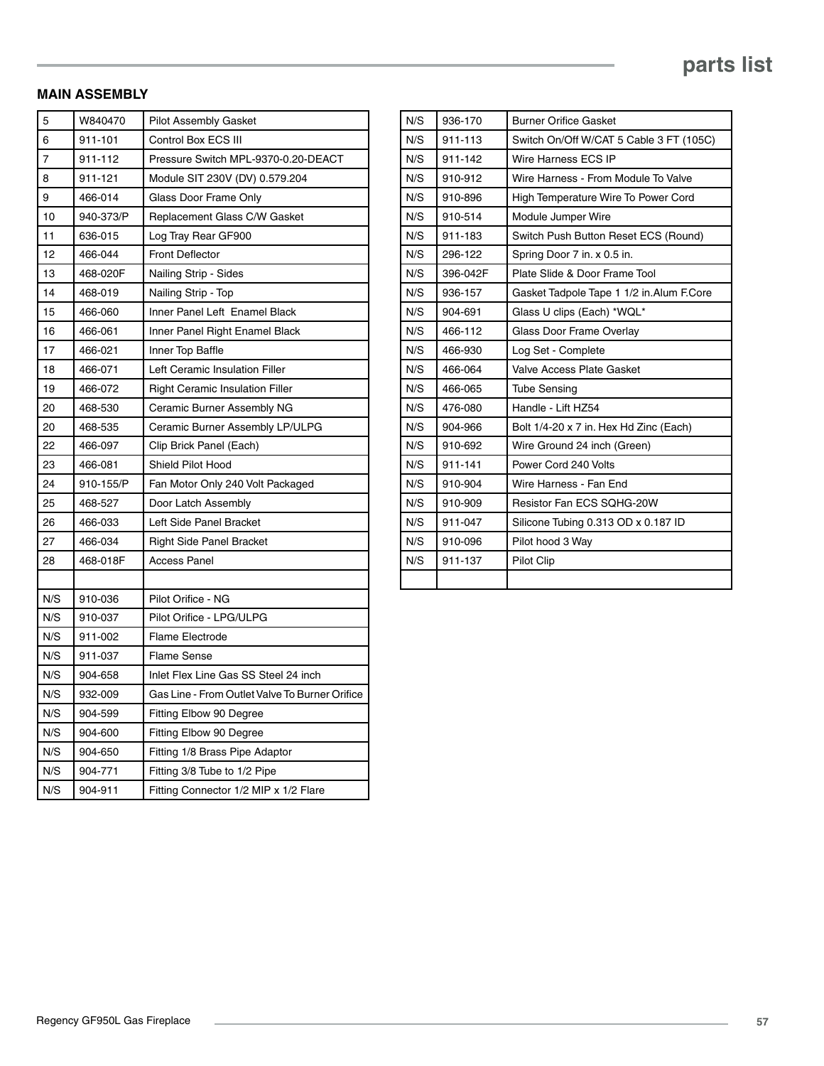## MAIN ASSEMBLY

| | | |
|---|---|---|
| 5 | W840470 | Pilot Assembly Gasket |
| 6 | 911-101 | Control Box ECS III |
| 7 | 911-112 | Pressure Switch MPL-9370-0.20-DEACT |
| 8 | 911-121 | Module SIT 230V (DV) 0.579.204 |
| 9 | 466-014 | Glass Door Frame Only |
| 10 | 940-373/P | Replacement Glass C/W Gasket |
| 11 | 636-015 | Log Tray Rear GF900 |
| 12 | 466-044 | Front Deflector |
| 13 | 468-020F | Nailing Strip - Sides |
| 14 | 468-019 | Nailing Strip - Top |
| 15 | 466-060 | Inner Panel Left Enamel Black |
| 16 | 466-061 | Inner Panel Right Enamel Black |
| 17 | 466-021 | Inner Top Baffle |
| 18 | 466-071 | Left Ceramic Insulation Filler |
| 19 | 466-072 | Right Ceramic Insulation Filler |
| 20 | 468-530 | Ceramic Burner Assembly NG |
| 20 | 468-535 | Ceramic Burner Assembly LP/ULPG |
| 22 | 466-097 | Clip Brick Panel (Each) |
| 23 | 466-081 | Shield Pilot Hood |
| 24 | 910-155/P | Fan Motor Only 240 Volt Packaged |
| 25 | 468-527 | Door Latch Assembly |
| 26 | 466-033 | Left Side Panel Bracket |
| 27 | 466-034 | Right Side Panel Bracket |
| 28 | 468-018F | Access Panel |
| | | |
| N/S | 910-036 | Pilot Orifice - NG |
| N/S | 910-037 | Pilot Orifice - LPG/ULPG |
| N/S | 911-002 | Flame Electrode |
| N/S | 911-037 | Flame Sense |
| N/S | 904-658 | Inlet Flex Line Gas SS Steel 24 inch |
| N/S | 932-009 | Gas Line - From Outlet Valve To Burner Orifice |
| N/S | 904-599 | Fitting Elbow 90 Degree |
| N/S | 904-600 | Fitting Elbow 90 Degree |
| N/S | 904-650 | Fitting 1/8 Brass Pipe Adaptor |
| N/S | 904-771 | Fitting 3/8 Tube to 1/2 Pipe |
| N/S | 904-911 | Fitting Connector 1/2 MIP x 1/2 Flare |
| N/S | 936-170 | Burner Orifice Gasket |
| N/S | 911-113 | Switch On/Off W/CAT 5 Cable 3 FT (105C) |
| N/S | 911-142 | Wire Harness ECS IP |
| N/S | 910-912 | Wire Harness - From Module To Valve |
| N/S | 910-896 | High Temperature Wire To Power Cord |
| N/S | 910-514 | Module Jumper Wire |
| N/S | 911-183 | Switch Push Button Reset ECS (Round) |
| N/S | 296-122 | Spring Door 7 in. x 0.5 in. |
| N/S | 396-042F | Plate Slide & Door Frame Tool |
| N/S | 936-157 | Gasket Tadpole Tape 1 1/2 in.Alum F.Core |
| N/S | 904-691 | Glass U clips (Each) *WQL* |
| N/S | 466-112 | Glass Door Frame Overlay |
| N/S | 466-930 | Log Set - Complete |
| N/S | 466-064 | Valve Access Plate Gasket |
| N/S | 466-065 | Tube Sensing |
| N/S | 476-080 | Handle - Lift HZ54 |
| N/S | 904-966 | Bolt 1/4-20 x 7 in. Hex Hd Zinc (Each) |
| N/S | 910-692 | Wire Ground 24 inch (Green) |
| N/S | 911-141 | Power Cord 240 Volts |
| N/S | 910-904 | Wire Harness - Fan End |
| N/S | 910-909 | Resistor Fan ECS SQHG-20W |
| N/S | 911-047 | Silicone Tubing 0.313 OD x 0.187 ID |
| N/S | 910-096 | Pilot hood 3 Way |
| N/S | 911-137 | Pilot Clip |
| | | |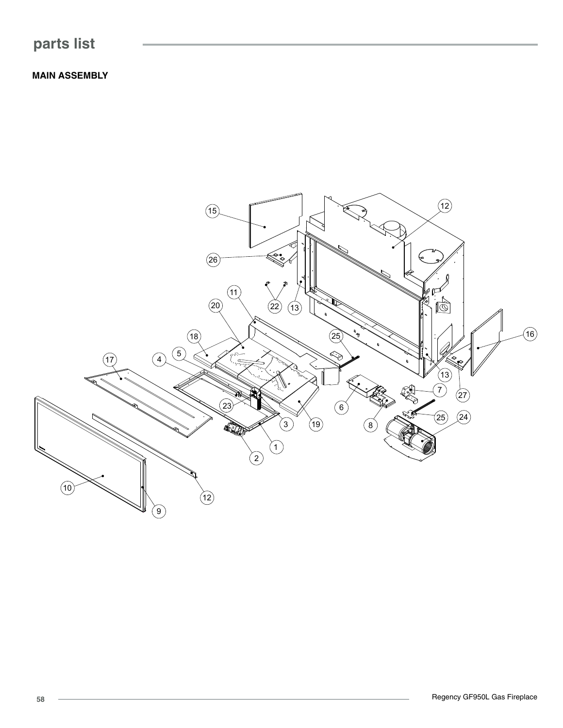# parts list

**MAIN ASSEMBLY**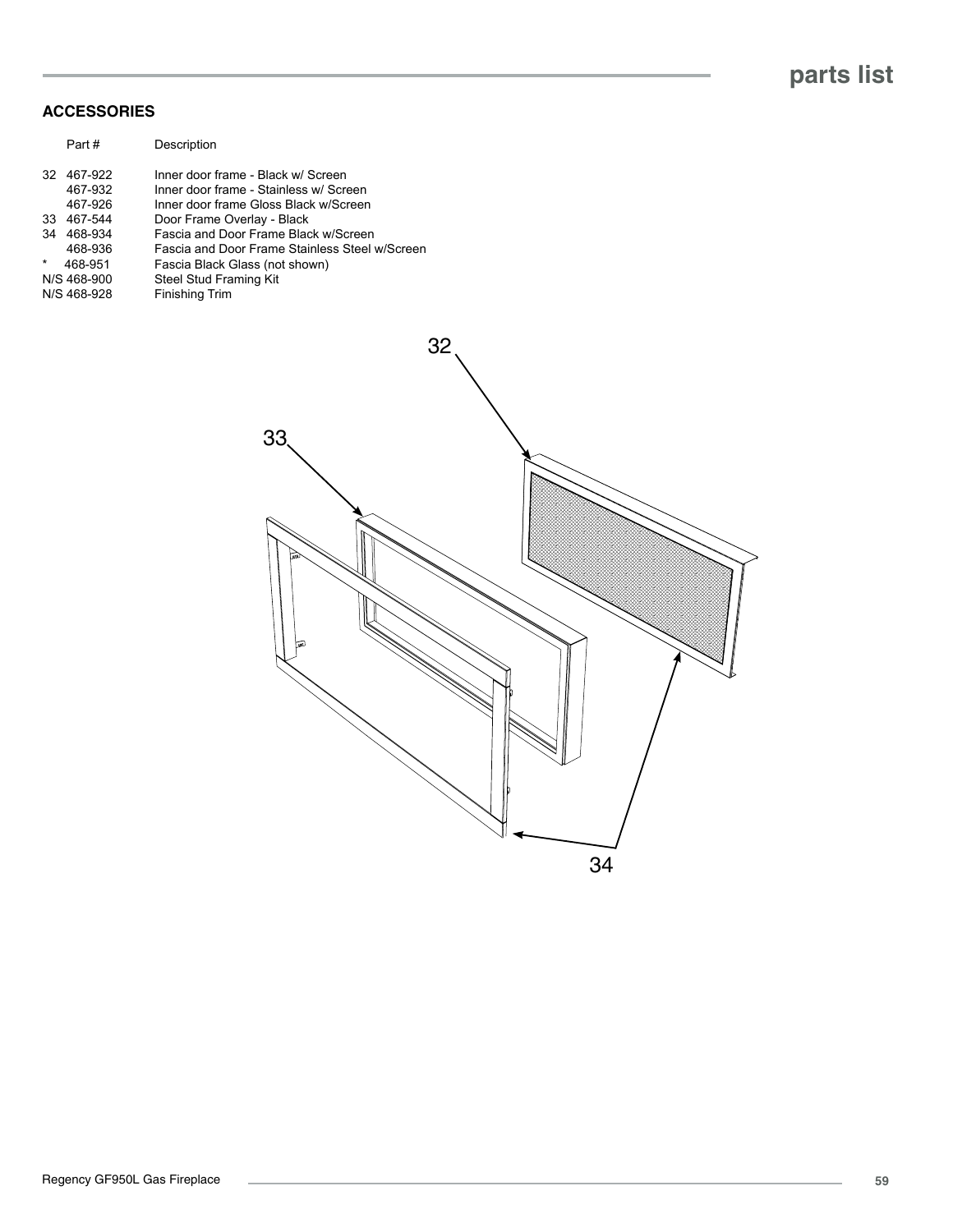## ACCESSORIES

| | Part # | Description |
|---|---|---|
| 32 | 467-922 | Inner door frame - Black w/ Screen |
| | 467-932 | Inner door frame - Stainless w/ Screen |
| | 467-926 | Inner door frame Gloss Black w/Screen |
| 33 | 467-544 | Door Frame Overlay - Black |
| 34 | 468-934 | Fascia and Door Frame Black w/Screen |
| | 468-936 | Fascia and Door Frame Stainless Steel w/Screen |
| * | 468-951 | Fascia Black Glass (not shown) |
| N/S | 468-900 | Steel Stud Framing Kit |
| N/S | 468-928 | Finishing Trim |

32

33

34